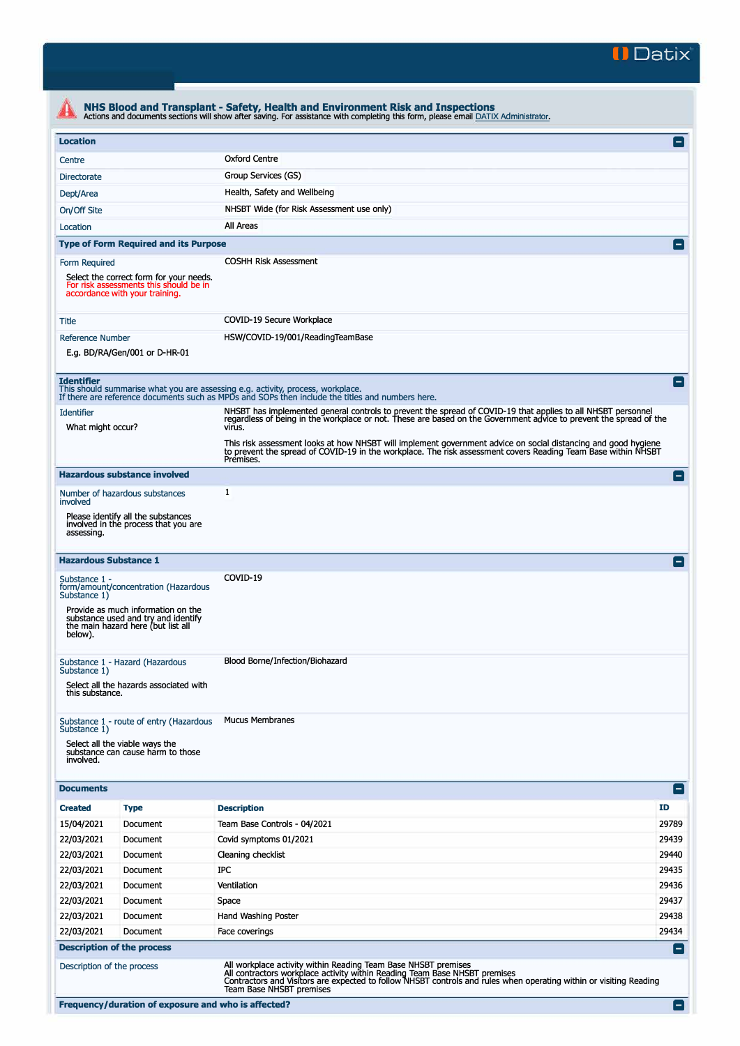Datix

# NHS Blood and Transplant - Safety, Health and Environment Risk and Inspections

Actions and documents sections will show after saving. For assistance with completing this form, please email DATIX Administrator.

## Location

| | |
|---|---|
| Centre | Oxford Centre |
| Directorate | Group Services (GS) |
| Dept/Area | Health, Safety and Wellbeing |
| On/Off Site | NHSBT Wide (for Risk Assessment use only) |
| Location | All Areas |

## Type of Form Required and its Purpose

| | |
|---|---|
| Form Required<br>Select the correct form for your needs. For risk assessments this should be in accordance with your training. | COSHH Risk Assessment |
| Title | COVID-19 Secure Workplace |
| Reference Number<br>E.g. BD/RA/Gen/001 or D-HR-01 | HSW/COVID-19/001/ReadingTeamBase |

## Identifier

This should summarise what you are assessing e.g. activity, process, workplace.
If there are reference documents such as MPDs and SOPs then include the titles and numbers here.

| | |
|---|---|
| Identifier<br>What might occur? | NHSBT has implemented general controls to prevent the spread of COVID-19 that applies to all NHSBT personnel regardless of being in the workplace or not. These are based on the Government advice to prevent the spread of the virus.<br><br>This risk assessment looks at how NHSBT will implement government advice on social distancing and good hygiene to prevent the spread of COVID-19 in the workplace. The risk assessment covers Reading Team Base within NHSBT Premises. |

## Hazardous substance involved

| | |
|---|---|
| Number of hazardous substances involved<br>Please identify all the substances involved in the process that you are assessing. | 1 |

## Hazardous Substance 1

| | |
|---|---|
| Substance 1 - form/amount/concentration (Hazardous Substance 1)<br>Provide as much information on the substance used and try and identify the main hazard here (but list all below). | COVID-19 |
| Substance 1 - Hazard (Hazardous Substance 1)<br>Select all the hazards associated with this substance. | Blood Borne/Infection/Biohazard |
| Substance 1 - route of entry (Hazardous Substance 1)<br>Select all the viable ways the substance can cause harm to those involved. | Mucus Membranes |

## Documents

| Created | Type | Description | ID |
|---|---|---|---|
| 15/04/2021 | Document | Team Base Controls - 04/2021 | 29789 |
| 22/03/2021 | Document | Covid symptoms 01/2021 | 29439 |
| 22/03/2021 | Document | Cleaning checklist | 29440 |
| 22/03/2021 | Document | IPC | 29435 |
| 22/03/2021 | Document | Ventilation | 29436 |
| 22/03/2021 | Document | Space | 29437 |
| 22/03/2021 | Document | Hand Washing Poster | 29438 |
| 22/03/2021 | Document | Face coverings | 29434 |

## Description of the process

| | |
|---|---|
| Description of the process | All workplace activity within Reading Team Base NHSBT premises<br>All contractors workplace activity within Reading Team Base NHSBT premises<br>Contractors and Visitors are expected to follow NHSBT controls and rules when operating within or visiting Reading Team Base NHSBT premises |

## Frequency/duration of exposure and who is affected?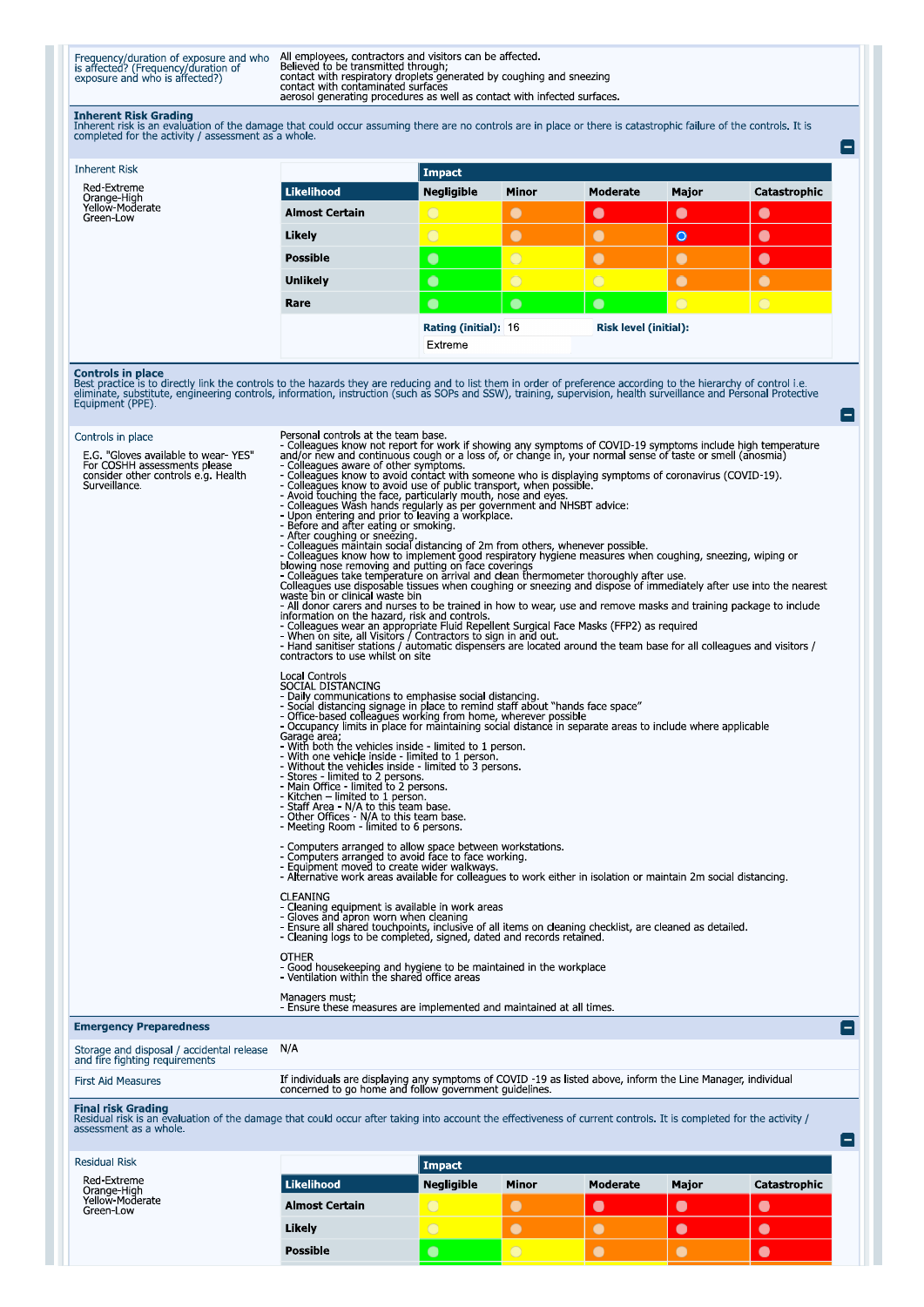| Frequency/duration of exposure and who is affected? (Frequency/duration of exposure and who is affected?) | All employees, contractors and visitors can be affected. Believed to be transmitted through; contact with respiratory droplets generated by coughing and sneezing contact with contaminated surfaces aerosol generating procedures as well as contact with infected surfaces. |
|---|---|

### Inherent Risk Grading

Inherent risk is an evaluation of the damage that could occur assuming there are no controls are in place or there is catastrophic failure of the controls. It is completed for the activity / assessment as a whole.

Inherent Risk

Red-Extreme
Orange-High
Yellow-Moderate
Green-Low

| Likelihood | Negligible | Minor | Moderate | Major | Catastrophic |
|---|---|---|---|---|---|
| Almost Certain | Yellow | Orange | Red | Red | Red |
| Likely | Yellow | Orange | Orange | Red (selected) | Red |
| Possible | Green | Yellow | Orange | Orange | Red |
| Unlikely | Green | Yellow | Yellow | Orange | Orange |
| Rare | Green | Green | Green | Yellow | Yellow |

Rating (initial): 16

Risk level (initial): Extreme

### Controls in place

Best practice is to directly link the controls to the hazards they are reducing and to list them in order of preference according to the hierarchy of control i.e. eliminate, substitute, engineering controls, information, instruction (such as SOPs and SSW), training, supervision, health surveillance and Personal Protective Equipment (PPE).

Controls in place

E.G. "Gloves available to wear- YES" For COSHH assessments please consider other controls e.g. Health Surveillance.

Personal controls at the team base.
- Colleagues know not report for work if showing any symptoms of COVID-19 symptoms include high temperature and/or new and continuous cough or a loss of, or change in, your normal sense of taste or smell (anosmia)
- Colleagues aware of other symptoms.
- Colleagues know to avoid contact with someone who is displaying symptoms of coronavirus (COVID-19).
- Colleagues know to avoid use of public transport, when possible.
- Avoid touching the face, particularly mouth, nose and eyes.
- Colleagues Wash hands regularly as per government and NHSBT advice:
- Upon entering and prior to leaving a workplace.
- Before and after eating or smoking.
- After coughing or sneezing.
- Colleagues maintain social distancing of 2m from others, whenever possible.
- Colleagues know how to implement good respiratory hygiene measures when coughing, sneezing, wiping or blowing nose removing and putting on face coverings
- Colleagues take temperature on arrival and clean thermometer thoroughly after use.

Colleagues use disposable tissues when coughing or sneezing and dispose of immediately after use into the nearest waste bin or clinical waste bin
- All donor carers and nurses to be trained in how to wear, use and remove masks and training package to include information on the hazard, risk and controls.
- Colleagues wear an appropriate Fluid Repellent Surgical Face Masks (FFP2) as required
- When on site, all Visitors / Contractors to sign in and out.
- Hand sanitiser stations / automatic dispensers are located around the team base for all colleagues and visitors / contractors to use whilst on site

Local Controls
SOCIAL DISTANCING
- Daily communications to emphasise social distancing.
- Social distancing signage in place to remind staff about "hands face space"
- Office-based colleagues working from home, wherever possible
- Occupancy limits in place for maintaining social distance in separate areas to include where applicable

Garage area;
- With both the vehicles inside - limited to 1 person.
- With one vehicle inside - limited to 1 person.
- Without the vehicles inside - limited to 3 persons.
- Stores - limited to 2 persons.
- Main Office - limited to 2 persons.
- Kitchen – limited to 1 person.
- Staff Area - N/A to this team base.
- Other Offices - N/A to this team base.
- Meeting Room - limited to 6 persons.

- Computers arranged to allow space between workstations.
- Computers arranged to avoid face to face working.
- Equipment moved to create wider walkways.
- Alternative work areas available for colleagues to work either in isolation or maintain 2m social distancing.

CLEANING
- Cleaning equipment is available in work areas
- Gloves and apron worn when cleaning
- Ensure all shared touchpoints, inclusive of all items on cleaning checklist, are cleaned as detailed.
- Cleaning logs to be completed, signed, dated and records retained.

OTHER
- Good housekeeping and hygiene to be maintained in the workplace
- Ventilation within the shared office areas

Managers must;
- Ensure these measures are implemented and maintained at all times.

### Emergency Preparedness

| Storage and disposal / accidental release and fire fighting requirements | N/A |
|---|---|
| First Aid Measures | If individuals are displaying any symptoms of COVID -19 as listed above, inform the Line Manager, individual concerned to go home and follow government guidelines. |

### Final risk Grading

Residual risk is an evaluation of the damage that could occur after taking into account the effectiveness of current controls. It is completed for the activity / assessment as a whole.

Residual Risk

Red-Extreme
Orange-High
Yellow-Moderate
Green-Low

| Likelihood | Negligible | Minor | Moderate | Major | Catastrophic |
|---|---|---|---|---|---|
| Almost Certain | Yellow | Orange | Red | Red | Red |
| Likely | Yellow | Orange | Orange | Red | Red |
| Possible | Green | Yellow | Orange | Orange | Red |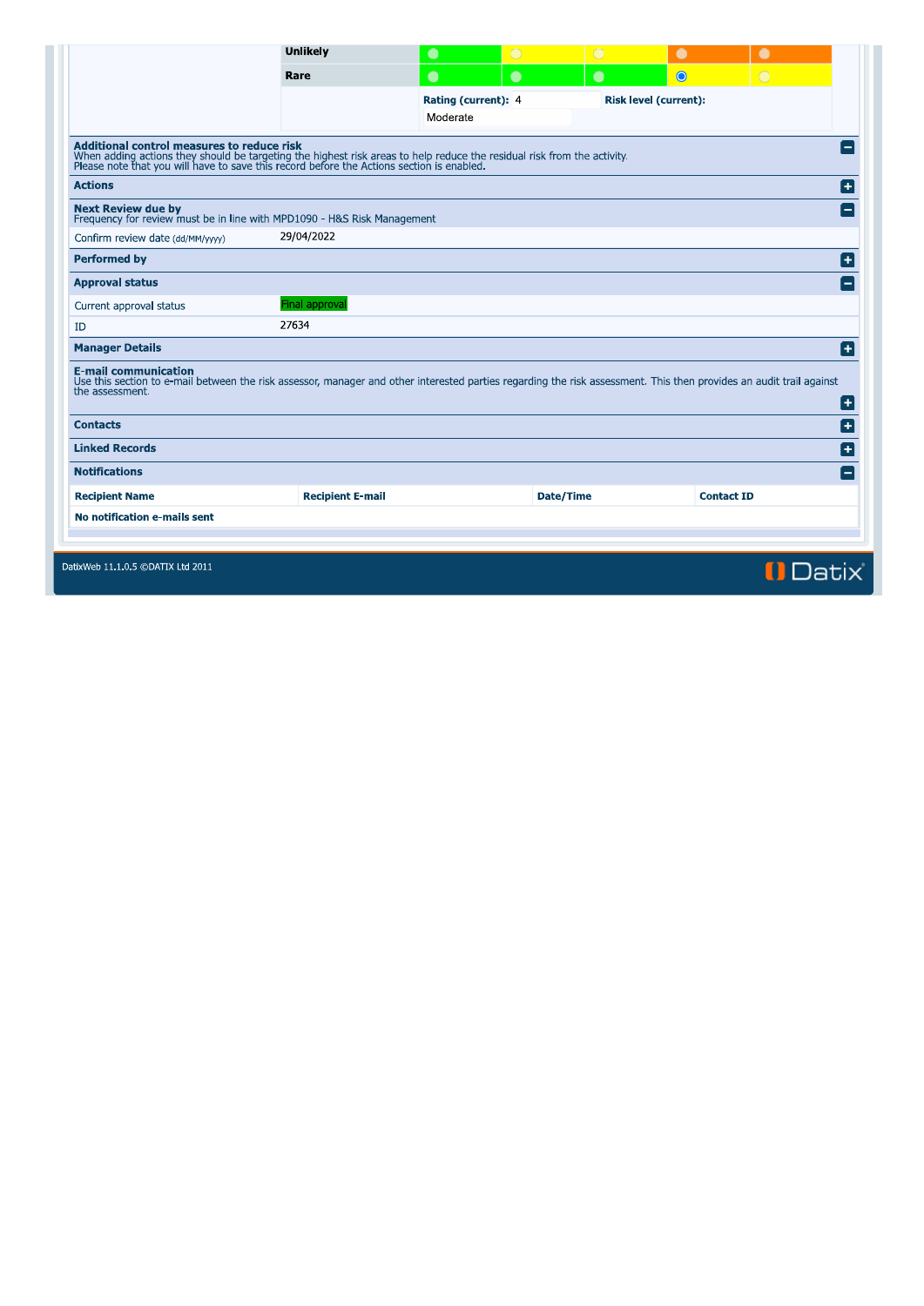| | | | | | |
|---|---|---|---|---|---|
| **Unlikely** | | | | | |
| **Rare** | | | | ◉ | |

**Rating (current):** 4 **Risk level (current):**

Moderate

**Additional control measures to reduce risk**
When adding actions they should be targeting the highest risk areas to help reduce the residual risk from the activity.
Please note that you will have to save this record before the Actions section is enabled.

**Actions**

**Next Review due by**
Frequency for review must be in line with MPD1090 - H&S Risk Management

Confirm review date (dd/MM/yyyy) 29/04/2022

**Performed by**

**Approval status**

Current approval status: Final approval

ID: 27634

**Manager Details**

**E-mail communication**
Use this section to e-mail between the risk assessor, manager and other interested parties regarding the risk assessment. This then provides an audit trail against the assessment.

**Contacts**

**Linked Records**

**Notifications**

| Recipient Name | Recipient E-mail | Date/Time | Contact ID |
|---|---|---|---|
| **No notification e-mails sent** | | | |

DatixWeb 11.1.0.5 ©DATIX Ltd 2011

Datix